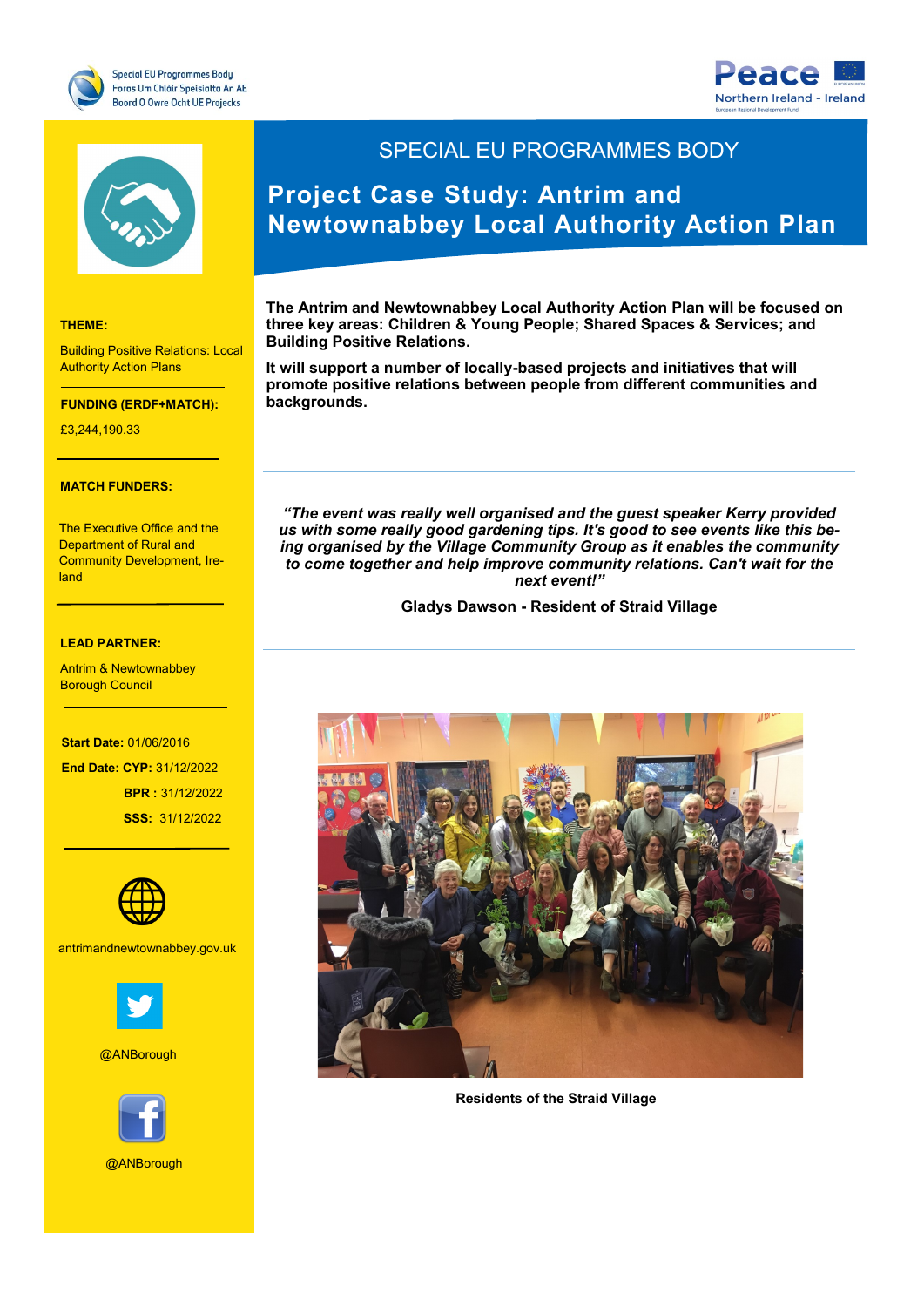Special EU Programmes Body
Foras Um Chláir Speisialta An AE
Boord O Owre Ocht UE Projecks

Peace
Northern Ireland - Ireland

SPECIAL EU PROGRAMMES BODY

# Project Case Study: Antrim and Newtownabbey Local Authority Action Plan

**THEME:**

Building Positive Relations: Local Authority Action Plans

**FUNDING (ERDF+MATCH):**

£3,244,190.33

**MATCH FUNDERS:**

The Executive Office and the Department of Rural and Community Development, Ireland

**LEAD PARTNER:**

Antrim & Newtownabbey Borough Council

**Start Date:** 01/06/2016

**End Date: CYP:** 31/12/2022

**BPR :** 31/12/2022

**SSS:** 31/12/2022

antrimandnewtownabbey.gov.uk

@ANBorough

@ANBorough

**The Antrim and Newtownabbey Local Authority Action Plan will be focused on three key areas: Children & Young People; Shared Spaces & Services; and Building Positive Relations.**

**It will support a number of locally-based projects and initiatives that will promote positive relations between people from different communities and backgrounds.**

***"The event was really well organised and the guest speaker Kerry provided us with some really good gardening tips. It's good to see events like this being organised by the Village Community Group as it enables the community to come together and help improve community relations. Can't wait for the next event!"***

**Gladys Dawson - Resident of Straid Village**

**Residents of the Straid Village**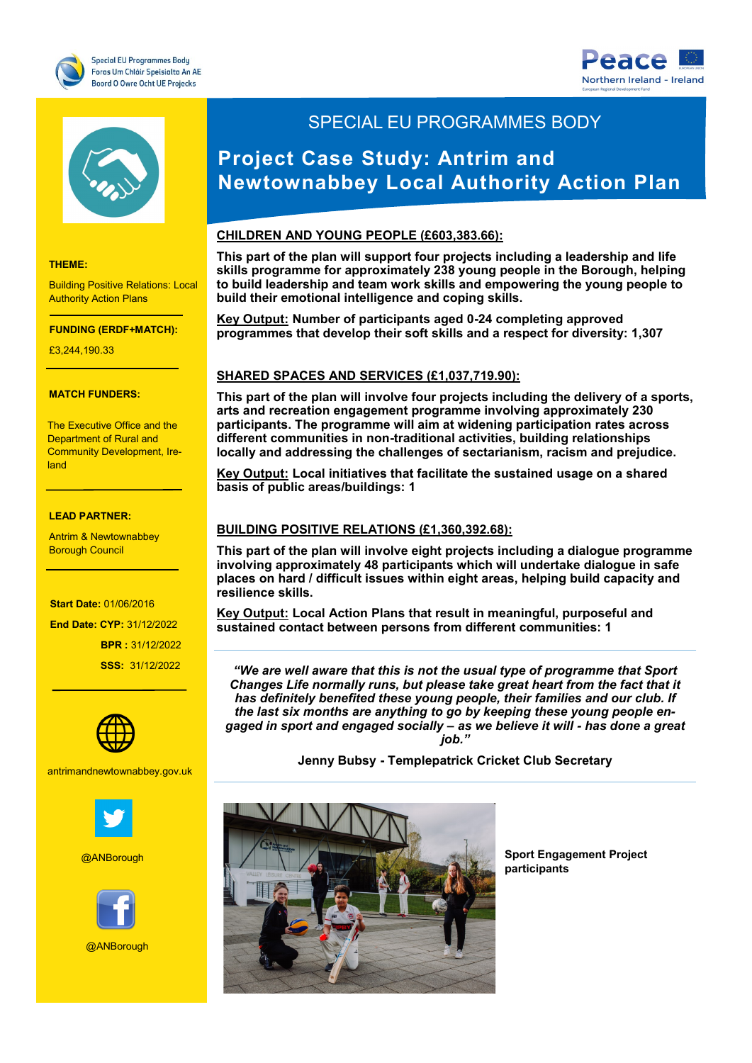Special EU Programmes Body
Foras Um Chláir Speisialta An AE
Boord O Owre Ocht UE Projecks

Peace
Northern Ireland - Ireland

# SPECIAL EU PROGRAMMES BODY

## Project Case Study: Antrim and Newtownabbey Local Authority Action Plan

**THEME:**

Building Positive Relations: Local Authority Action Plans

**FUNDING (ERDF+MATCH):**

£3,244,190.33

**MATCH FUNDERS:**

The Executive Office and the Department of Rural and Community Development, Ireland

**LEAD PARTNER:**

Antrim & Newtownabbey Borough Council

**Start Date:** 01/06/2016

**End Date: CYP:** 31/12/2022

**BPR :** 31/12/2022

**SSS:** 31/12/2022

antrimandnewtownabbey.gov.uk

@ANBorough

@ANBorough

### CHILDREN AND YOUNG PEOPLE (£603,383.66):

**This part of the plan will support four projects including a leadership and life skills programme for approximately 238 young people in the Borough, helping to build leadership and team work skills and empowering the young people to build their emotional intelligence and coping skills.**

**Key Output: Number of participants aged 0-24 completing approved programmes that develop their soft skills and a respect for diversity: 1,307**

### SHARED SPACES AND SERVICES (£1,037,719.90):

**This part of the plan will involve four projects including the delivery of a sports, arts and recreation engagement programme involving approximately 230 participants. The programme will aim at widening participation rates across different communities in non-traditional activities, building relationships locally and addressing the challenges of sectarianism, racism and prejudice.**

**Key Output: Local initiatives that facilitate the sustained usage on a shared basis of public areas/buildings: 1**

### BUILDING POSITIVE RELATIONS (£1,360,392.68):

**This part of the plan will involve eight projects including a dialogue programme involving approximately 48 participants which will undertake dialogue in safe places on hard / difficult issues within eight areas, helping build capacity and resilience skills.**

**Key Output: Local Action Plans that result in meaningful, purposeful and sustained contact between persons from different communities: 1**

***"We are well aware that this is not the usual type of programme that Sport Changes Life normally runs, but please take great heart from the fact that it has definitely benefited these young people, their families and our club. If the last six months are anything to go by keeping these young people engaged in sport and engaged socially – as we believe it will - has done a great job."***

**Jenny Bubsy - Templepatrick Cricket Club Secretary**

**Sport Engagement Project participants**